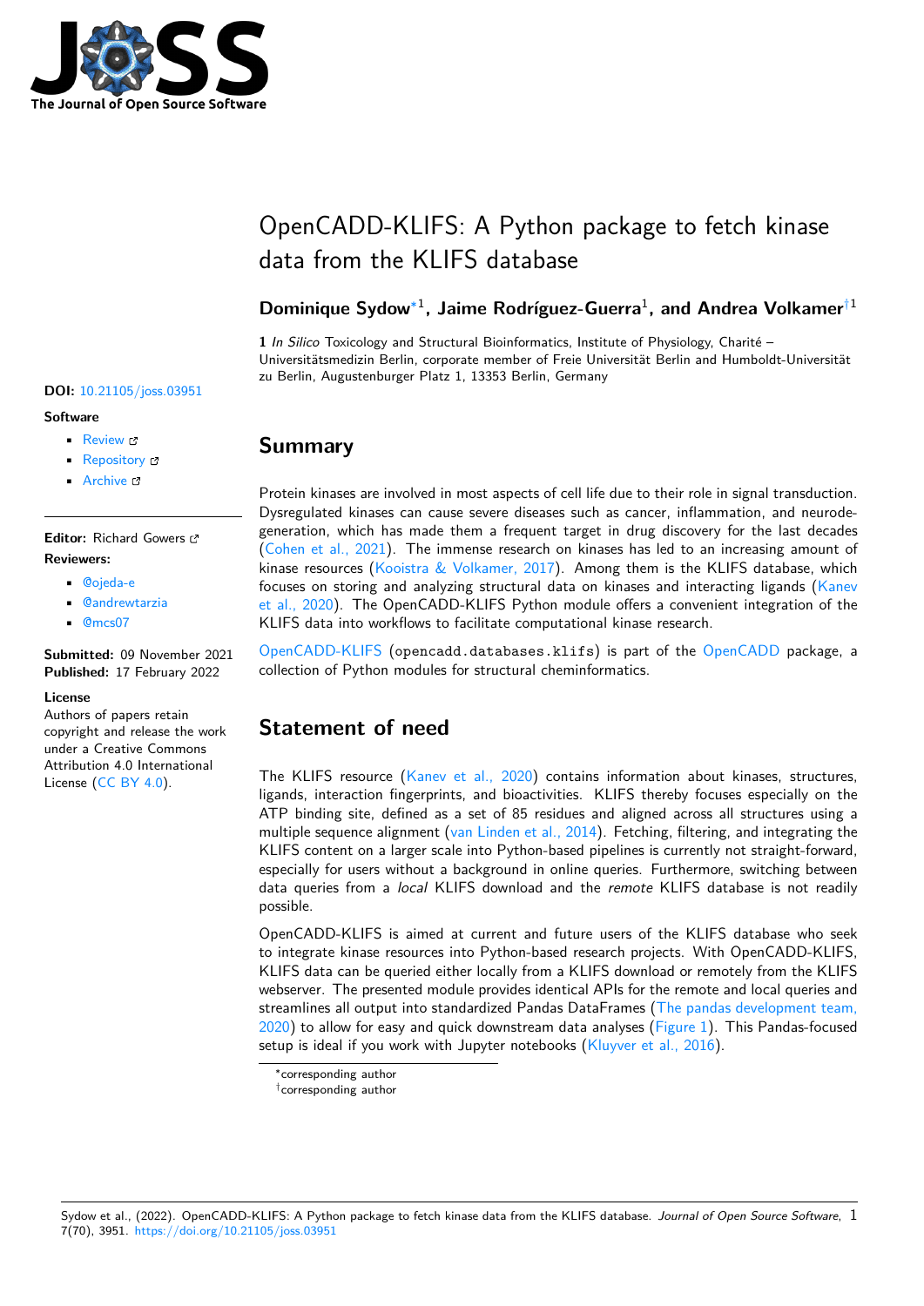# OpenCADD-KLIFS: A Python package to fetch kinase data from the KLIFS database

**Dominique Sydow**[*1], **Jaime Rodríguez-Guerra**[1], **and Andrea Volkamer**[†1]

**1** *In Silico* Toxicology and Structural Bioinformatics, Institute of Physiology, Charité – Universitätsmedizin Berlin, corporate member of Freie Universität Berlin and Humboldt-Universität zu Berlin, Augustenburger Platz 1, 13353 Berlin, Germany

**DOI:** 10.21105/joss.03951

**Software**

- Review
- Repository
- Archive

**Editor:** Richard Gowers

**Reviewers:**

- @ojeda-e
- @andrewtarzia
- @mcs07

**Submitted:** 09 November 2021
**Published:** 17 February 2022

**License**
Authors of papers retain copyright and release the work under a Creative Commons Attribution 4.0 International License (CC BY 4.0).

## Summary

Protein kinases are involved in most aspects of cell life due to their role in signal transduction. Dysregulated kinases can cause severe diseases such as cancer, inflammation, and neurodegeneration, which has made them a frequent target in drug discovery for the last decades (Cohen et al., 2021). The immense research on kinases has led to an increasing amount of kinase resources (Kooistra & Volkamer, 2017). Among them is the KLIFS database, which focuses on storing and analyzing structural data on kinases and interacting ligands (Kanev et al., 2020). The OpenCADD-KLIFS Python module offers a convenient integration of the KLIFS data into workflows to facilitate computational kinase research.

OpenCADD-KLIFS (`opencadd.databases.klifs`) is part of the OpenCADD package, a collection of Python modules for structural cheminformatics.

## Statement of need

The KLIFS resource (Kanev et al., 2020) contains information about kinases, structures, ligands, interaction fingerprints, and bioactivities. KLIFS thereby focuses especially on the ATP binding site, defined as a set of 85 residues and aligned across all structures using a multiple sequence alignment (van Linden et al., 2014). Fetching, filtering, and integrating the KLIFS content on a larger scale into Python-based pipelines is currently not straight-forward, especially for users without a background in online queries. Furthermore, switching between data queries from a *local* KLIFS download and the *remote* KLIFS database is not readily possible.

OpenCADD-KLIFS is aimed at current and future users of the KLIFS database who seek to integrate kinase resources into Python-based research projects. With OpenCADD-KLIFS, KLIFS data can be queried either locally from a KLIFS download or remotely from the KLIFS webserver. The presented module provides identical APIs for the remote and local queries and streamlines all output into standardized Pandas DataFrames (The pandas development team, 2020) to allow for easy and quick downstream data analyses (Figure 1). This Pandas-focused setup is ideal if you work with Jupyter notebooks (Kluyver et al., 2016).

[*] corresponding author
[†] corresponding author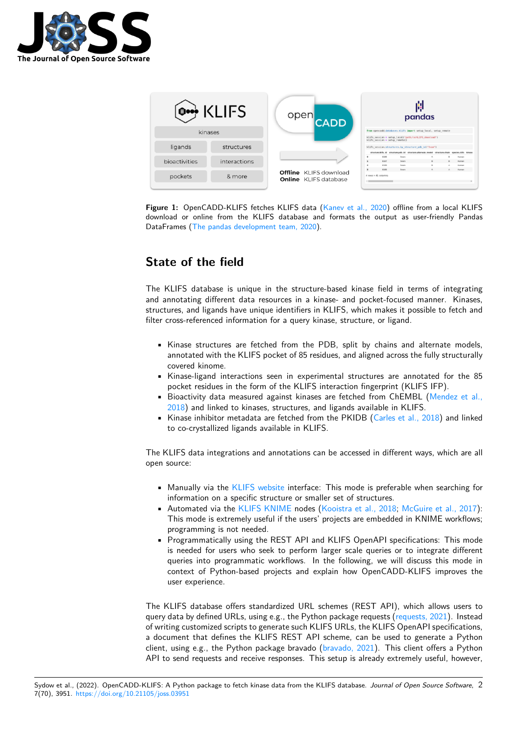**Figure 1:** OpenCADD-KLIFS fetches KLIFS data (Kanev et al., 2020) offline from a local KLIFS download or online from the KLIFS database and formats the output as user-friendly Pandas DataFrames (The pandas development team, 2020).

## State of the field

The KLIFS database is unique in the structure-based kinase field in terms of integrating and annotating different data resources in a kinase- and pocket-focused manner. Kinases, structures, and ligands have unique identifiers in KLIFS, which makes it possible to fetch and filter cross-referenced information for a query kinase, structure, or ligand.

- Kinase structures are fetched from the PDB, split by chains and alternate models, annotated with the KLIFS pocket of 85 residues, and aligned across the fully structurally covered kinome.
- Kinase-ligand interactions seen in experimental structures are annotated for the 85 pocket residues in the form of the KLIFS interaction fingerprint (KLIFS IFP).
- Bioactivity data measured against kinases are fetched from ChEMBL (Mendez et al., 2018) and linked to kinases, structures, and ligands available in KLIFS.
- Kinase inhibitor metadata are fetched from the PKIDB (Carles et al., 2018) and linked to co-crystallized ligands available in KLIFS.

The KLIFS data integrations and annotations can be accessed in different ways, which are all open source:

- Manually via the KLIFS website interface: This mode is preferable when searching for information on a specific structure or smaller set of structures.
- Automated via the KLIFS KNIME nodes (Kooistra et al., 2018; McGuire et al., 2017): This mode is extremely useful if the users' projects are embedded in KNIME workflows; programming is not needed.
- Programmatically using the REST API and KLIFS OpenAPI specifications: This mode is needed for users who seek to perform larger scale queries or to integrate different queries into programmatic workflows. In the following, we will discuss this mode in context of Python-based projects and explain how OpenCADD-KLIFS improves the user experience.

The KLIFS database offers standardized URL schemes (REST API), which allows users to query data by defined URLs, using e.g., the Python package requests (requests, 2021). Instead of writing customized scripts to generate such KLIFS URLs, the KLIFS OpenAPI specifications, a document that defines the KLIFS REST API scheme, can be used to generate a Python client, using e.g., the Python package bravado (bravado, 2021). This client offers a Python API to send requests and receive responses. This setup is already extremely useful, however,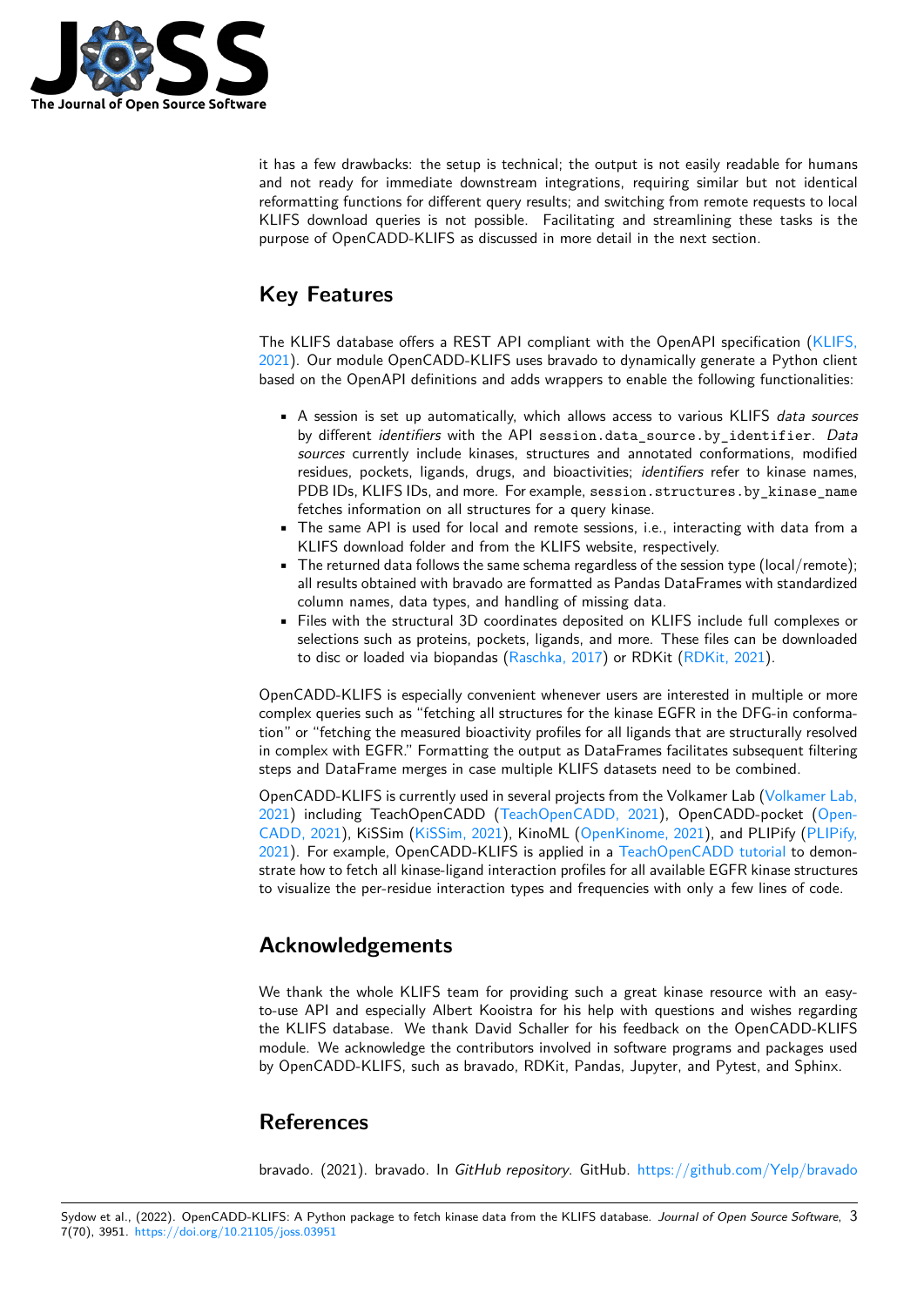it has a few drawbacks: the setup is technical; the output is not easily readable for humans and not ready for immediate downstream integrations, requiring similar but not identical reformatting functions for different query results; and switching from remote requests to local KLIFS download queries is not possible. Facilitating and streamlining these tasks is the purpose of OpenCADD-KLIFS as discussed in more detail in the next section.

# Key Features

The KLIFS database offers a REST API compliant with the OpenAPI specification (KLIFS, 2021). Our module OpenCADD-KLIFS uses bravado to dynamically generate a Python client based on the OpenAPI definitions and adds wrappers to enable the following functionalities:

- A session is set up automatically, which allows access to various KLIFS *data sources* by different *identifiers* with the API `session.data_source.by_identifier`. *Data sources* currently include kinases, structures and annotated conformations, modified residues, pockets, ligands, drugs, and bioactivities; *identifiers* refer to kinase names, PDB IDs, KLIFS IDs, and more. For example, `session.structures.by_kinase_name` fetches information on all structures for a query kinase.
- The same API is used for local and remote sessions, i.e., interacting with data from a KLIFS download folder and from the KLIFS website, respectively.
- The returned data follows the same schema regardless of the session type (local/remote); all results obtained with bravado are formatted as Pandas DataFrames with standardized column names, data types, and handling of missing data.
- Files with the structural 3D coordinates deposited on KLIFS include full complexes or selections such as proteins, pockets, ligands, and more. These files can be downloaded to disc or loaded via biopandas (Raschka, 2017) or RDKit (RDKit, 2021).

OpenCADD-KLIFS is especially convenient whenever users are interested in multiple or more complex queries such as "fetching all structures for the kinase EGFR in the DFG-in conformation" or "fetching the measured bioactivity profiles for all ligands that are structurally resolved in complex with EGFR." Formatting the output as DataFrames facilitates subsequent filtering steps and DataFrame merges in case multiple KLIFS datasets need to be combined.

OpenCADD-KLIFS is currently used in several projects from the Volkamer Lab (Volkamer Lab, 2021) including TeachOpenCADD (TeachOpenCADD, 2021), OpenCADD-pocket (OpenCADD, 2021), KiSSim (KiSSim, 2021), KinoML (OpenKinome, 2021), and PLIPify (PLIPify, 2021). For example, OpenCADD-KLIFS is applied in a TeachOpenCADD tutorial to demonstrate how to fetch all kinase-ligand interaction profiles for all available EGFR kinase structures to visualize the per-residue interaction types and frequencies with only a few lines of code.

# Acknowledgements

We thank the whole KLIFS team for providing such a great kinase resource with an easy-to-use API and especially Albert Kooistra for his help with questions and wishes regarding the KLIFS database. We thank David Schaller for his feedback on the OpenCADD-KLIFS module. We acknowledge the contributors involved in software programs and packages used by OpenCADD-KLIFS, such as bravado, RDKit, Pandas, Jupyter, and Pytest, and Sphinx.

# References

bravado. (2021). bravado. In *GitHub repository*. GitHub. https://github.com/Yelp/bravado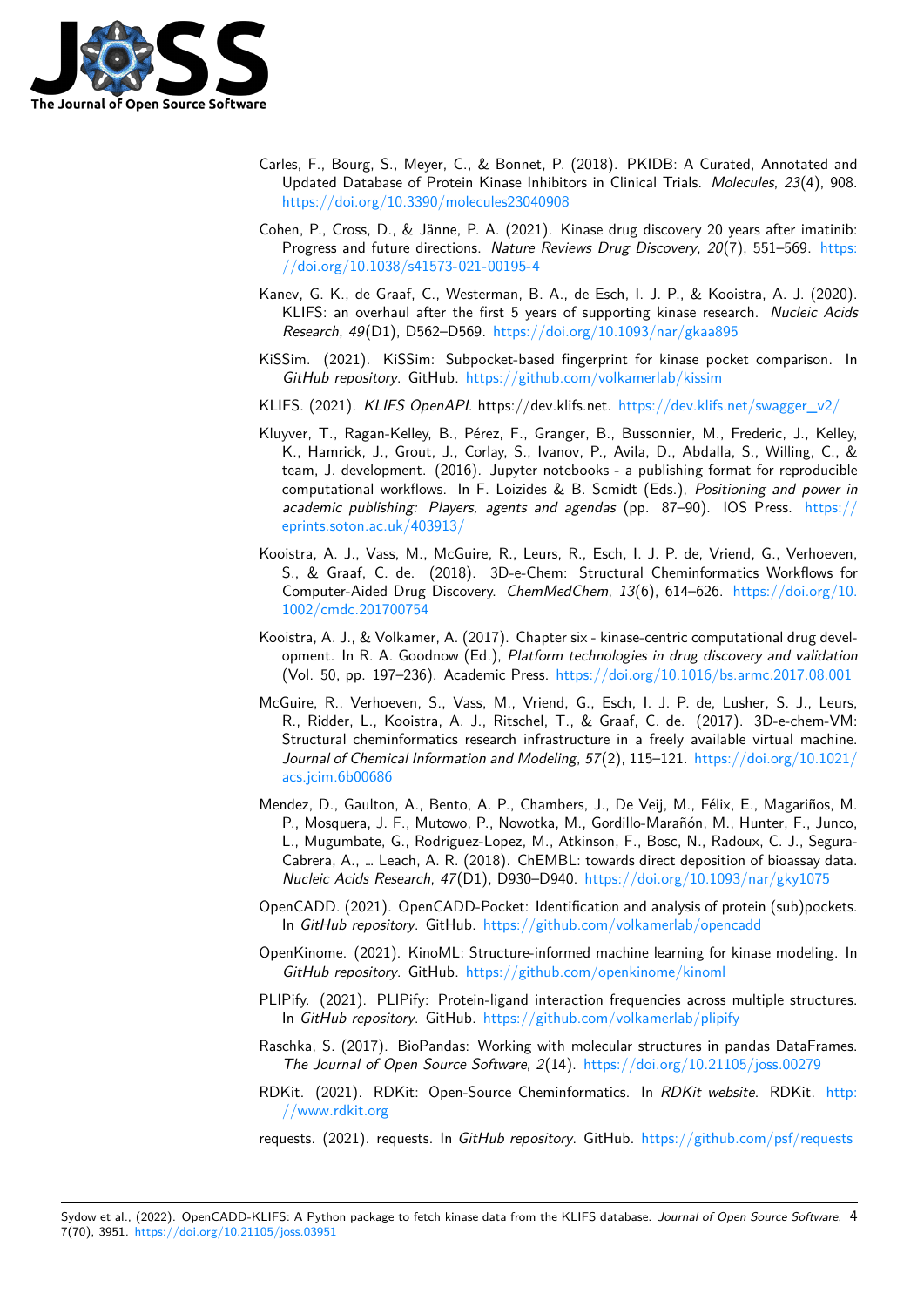Carles, F., Bourg, S., Meyer, C., & Bonnet, P. (2018). PKIDB: A Curated, Annotated and Updated Database of Protein Kinase Inhibitors in Clinical Trials. *Molecules*, *23*(4), 908. https://doi.org/10.3390/molecules23040908

Cohen, P., Cross, D., & Jänne, P. A. (2021). Kinase drug discovery 20 years after imatinib: Progress and future directions. *Nature Reviews Drug Discovery*, *20*(7), 551–569. https://doi.org/10.1038/s41573-021-00195-4

Kanev, G. K., de Graaf, C., Westerman, B. A., de Esch, I. J. P., & Kooistra, A. J. (2020). KLIFS: an overhaul after the first 5 years of supporting kinase research. *Nucleic Acids Research*, *49*(D1), D562–D569. https://doi.org/10.1093/nar/gkaa895

KiSSim. (2021). KiSSim: Subpocket-based fingerprint for kinase pocket comparison. In *GitHub repository*. GitHub. https://github.com/volkamerlab/kissim

KLIFS. (2021). *KLIFS OpenAPI*. https://dev.klifs.net. https://dev.klifs.net/swagger_v2/

Kluyver, T., Ragan-Kelley, B., Pérez, F., Granger, B., Bussonnier, M., Frederic, J., Kelley, K., Hamrick, J., Grout, J., Corlay, S., Ivanov, P., Avila, D., Abdalla, S., Willing, C., & team, J. development. (2016). Jupyter notebooks - a publishing format for reproducible computational workflows. In F. Loizides & B. Scmidt (Eds.), *Positioning and power in academic publishing: Players, agents and agendas* (pp. 87–90). IOS Press. https://eprints.soton.ac.uk/403913/

Kooistra, A. J., Vass, M., McGuire, R., Leurs, R., Esch, I. J. P. de, Vriend, G., Verhoeven, S., & Graaf, C. de. (2018). 3D-e-Chem: Structural Cheminformatics Workflows for Computer-Aided Drug Discovery. *ChemMedChem*, *13*(6), 614–626. https://doi.org/10.1002/cmdc.201700754

Kooistra, A. J., & Volkamer, A. (2017). Chapter six - kinase-centric computational drug development. In R. A. Goodnow (Ed.), *Platform technologies in drug discovery and validation* (Vol. 50, pp. 197–236). Academic Press. https://doi.org/10.1016/bs.armc.2017.08.001

McGuire, R., Verhoeven, S., Vass, M., Vriend, G., Esch, I. J. P. de, Lusher, S. J., Leurs, R., Ridder, L., Kooistra, A. J., Ritschel, T., & Graaf, C. de. (2017). 3D-e-chem-VM: Structural cheminformatics research infrastructure in a freely available virtual machine. *Journal of Chemical Information and Modeling*, *57*(2), 115–121. https://doi.org/10.1021/acs.jcim.6b00686

Mendez, D., Gaulton, A., Bento, A. P., Chambers, J., De Veij, M., Félix, E., Magariños, M. P., Mosquera, J. F., Mutowo, P., Nowotka, M., Gordillo-Marañón, M., Hunter, F., Junco, L., Mugumbate, G., Rodriguez-Lopez, M., Atkinson, F., Bosc, N., Radoux, C. J., Segura-Cabrera, A., … Leach, A. R. (2018). ChEMBL: towards direct deposition of bioassay data. *Nucleic Acids Research*, *47*(D1), D930–D940. https://doi.org/10.1093/nar/gky1075

OpenCADD. (2021). OpenCADD-Pocket: Identification and analysis of protein (sub)pockets. In *GitHub repository*. GitHub. https://github.com/volkamerlab/opencadd

OpenKinome. (2021). KinoML: Structure-informed machine learning for kinase modeling. In *GitHub repository*. GitHub. https://github.com/openkinome/kinoml

PLIPify. (2021). PLIPify: Protein-ligand interaction frequencies across multiple structures. In *GitHub repository*. GitHub. https://github.com/volkamerlab/plipify

Raschka, S. (2017). BioPandas: Working with molecular structures in pandas DataFrames. *The Journal of Open Source Software*, *2*(14). https://doi.org/10.21105/joss.00279

RDKit. (2021). RDKit: Open-Source Cheminformatics. In *RDKit website*. RDKit. http://www.rdkit.org

requests. (2021). requests. In *GitHub repository*. GitHub. https://github.com/psf/requests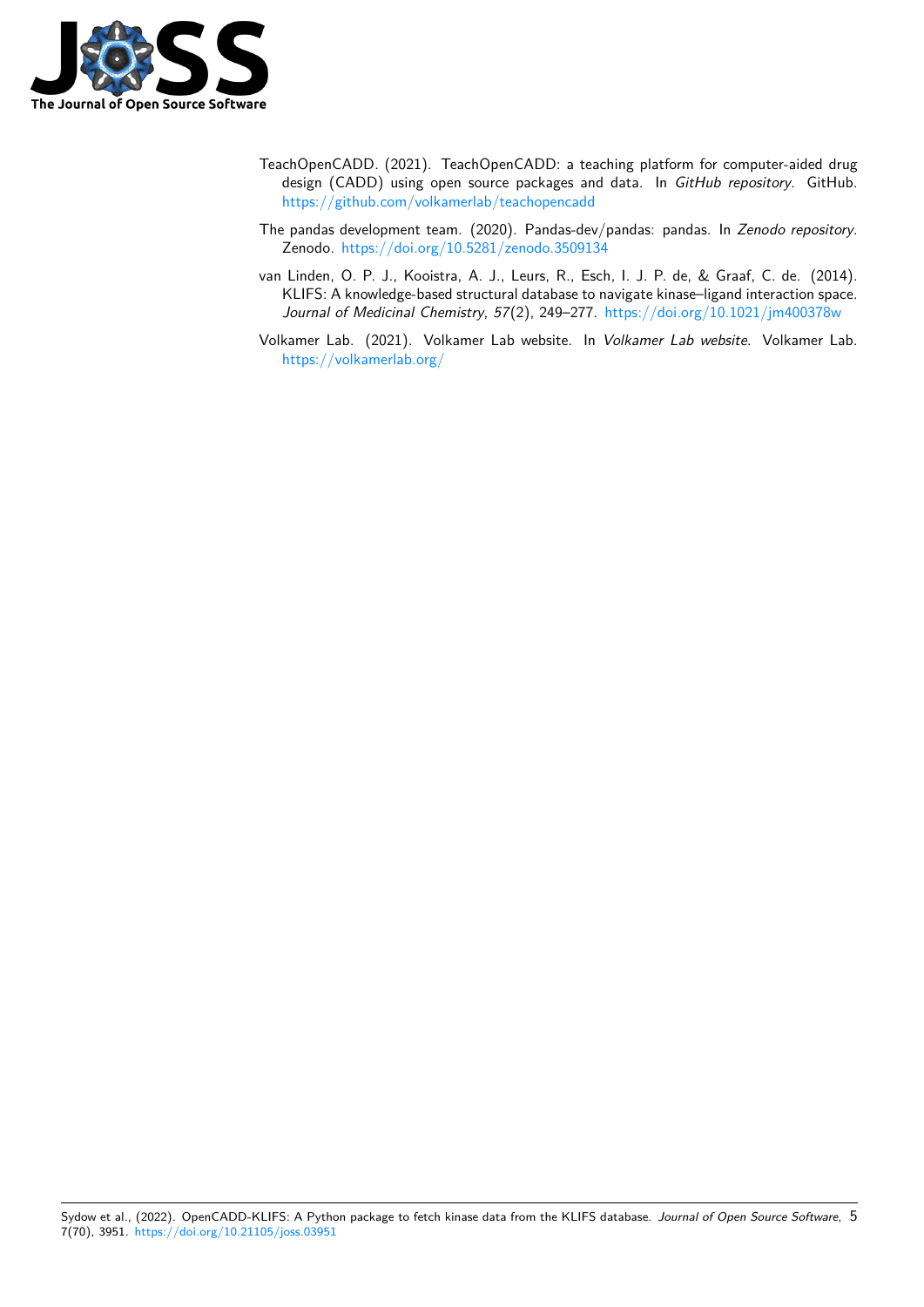TeachOpenCADD. (2021). TeachOpenCADD: a teaching platform for computer-aided drug design (CADD) using open source packages and data. In *GitHub repository*. GitHub. https://github.com/volkamerlab/teachopencadd

The pandas development team. (2020). Pandas-dev/pandas: pandas. In *Zenodo repository*. Zenodo. https://doi.org/10.5281/zenodo.3509134

van Linden, O. P. J., Kooistra, A. J., Leurs, R., Esch, I. J. P. de, & Graaf, C. de. (2014). KLIFS: A knowledge-based structural database to navigate kinase–ligand interaction space. *Journal of Medicinal Chemistry*, *57*(2), 249–277. https://doi.org/10.1021/jm400378w

Volkamer Lab. (2021). Volkamer Lab website. In *Volkamer Lab website*. Volkamer Lab. https://volkamerlab.org/